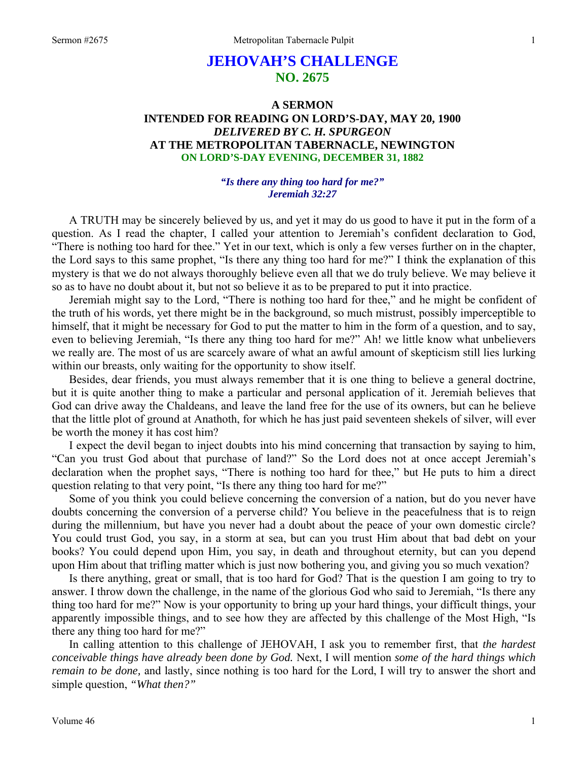# JEHOVAH'S CHALLENGE
## NO. 2675

### A SERMON
### INTENDED FOR READING ON LORD'S-DAY, MAY 20, 1900
### *DELIVERED BY C. H. SPURGEON*
### AT THE METROPOLITAN TABERNACLE, NEWINGTON
### ON LORD'S-DAY EVENING, DECEMBER 31, 1882

***"Is there any thing too hard for me?"***
***Jeremiah 32:27***

A TRUTH may be sincerely believed by us, and yet it may do us good to have it put in the form of a question. As I read the chapter, I called your attention to Jeremiah's confident declaration to God, "There is nothing too hard for thee." Yet in our text, which is only a few verses further on in the chapter, the Lord says to this same prophet, "Is there any thing too hard for me?" I think the explanation of this mystery is that we do not always thoroughly believe even all that we do truly believe. We may believe it so as to have no doubt about it, but not so believe it as to be prepared to put it into practice.

Jeremiah might say to the Lord, "There is nothing too hard for thee," and he might be confident of the truth of his words, yet there might be in the background, so much mistrust, possibly imperceptible to himself, that it might be necessary for God to put the matter to him in the form of a question, and to say, even to believing Jeremiah, "Is there any thing too hard for me?" Ah! we little know what unbelievers we really are. The most of us are scarcely aware of what an awful amount of skepticism still lies lurking within our breasts, only waiting for the opportunity to show itself.

Besides, dear friends, you must always remember that it is one thing to believe a general doctrine, but it is quite another thing to make a particular and personal application of it. Jeremiah believes that God can drive away the Chaldeans, and leave the land free for the use of its owners, but can he believe that the little plot of ground at Anathoth, for which he has just paid seventeen shekels of silver, will ever be worth the money it has cost him?

I expect the devil began to inject doubts into his mind concerning that transaction by saying to him, "Can you trust God about that purchase of land?" So the Lord does not at once accept Jeremiah's declaration when the prophet says, "There is nothing too hard for thee," but He puts to him a direct question relating to that very point, "Is there any thing too hard for me?"

Some of you think you could believe concerning the conversion of a nation, but do you never have doubts concerning the conversion of a perverse child? You believe in the peacefulness that is to reign during the millennium, but have you never had a doubt about the peace of your own domestic circle? You could trust God, you say, in a storm at sea, but can you trust Him about that bad debt on your books? You could depend upon Him, you say, in death and throughout eternity, but can you depend upon Him about that trifling matter which is just now bothering you, and giving you so much vexation?

Is there anything, great or small, that is too hard for God? That is the question I am going to try to answer. I throw down the challenge, in the name of the glorious God who said to Jeremiah, "Is there any thing too hard for me?" Now is your opportunity to bring up your hard things, your difficult things, your apparently impossible things, and to see how they are affected by this challenge of the Most High, "Is there any thing too hard for me?"

In calling attention to this challenge of JEHOVAH, I ask you to remember first, that *the hardest conceivable things have already been done by God.* Next, I will mention *some of the hard things which remain to be done,* and lastly, since nothing is too hard for the Lord, I will try to answer the short and simple question, *"What then?"*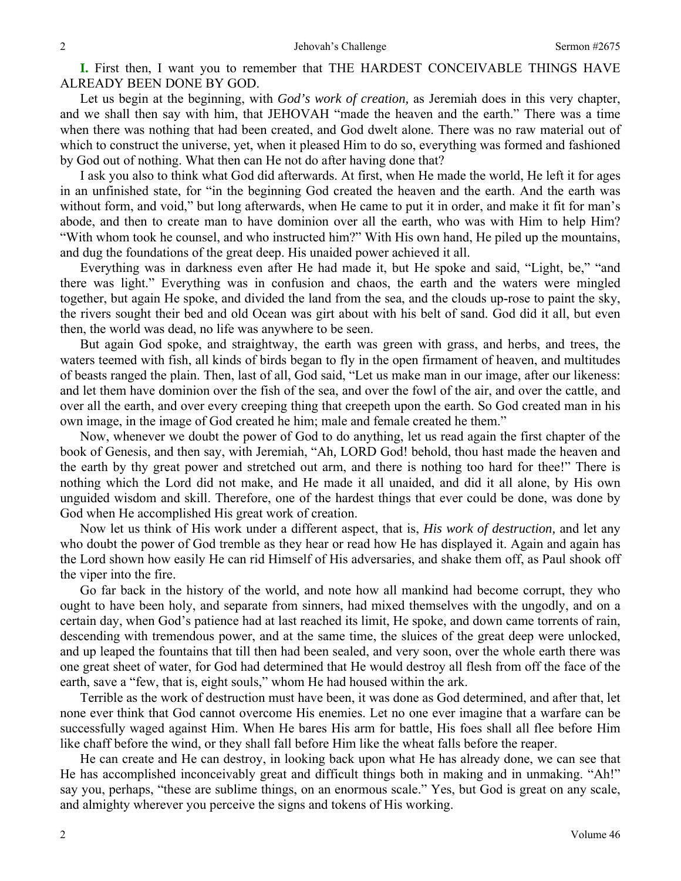**I.** First then, I want you to remember that THE HARDEST CONCEIVABLE THINGS HAVE ALREADY BEEN DONE BY GOD.

Let us begin at the beginning, with *God's work of creation,* as Jeremiah does in this very chapter, and we shall then say with him, that JEHOVAH "made the heaven and the earth." There was a time when there was nothing that had been created, and God dwelt alone. There was no raw material out of which to construct the universe, yet, when it pleased Him to do so, everything was formed and fashioned by God out of nothing. What then can He not do after having done that?

I ask you also to think what God did afterwards. At first, when He made the world, He left it for ages in an unfinished state, for "in the beginning God created the heaven and the earth. And the earth was without form, and void," but long afterwards, when He came to put it in order, and make it fit for man's abode, and then to create man to have dominion over all the earth, who was with Him to help Him? "With whom took he counsel, and who instructed him?" With His own hand, He piled up the mountains, and dug the foundations of the great deep. His unaided power achieved it all.

Everything was in darkness even after He had made it, but He spoke and said, "Light, be," "and there was light." Everything was in confusion and chaos, the earth and the waters were mingled together, but again He spoke, and divided the land from the sea, and the clouds up-rose to paint the sky, the rivers sought their bed and old Ocean was girt about with his belt of sand. God did it all, but even then, the world was dead, no life was anywhere to be seen.

But again God spoke, and straightway, the earth was green with grass, and herbs, and trees, the waters teemed with fish, all kinds of birds began to fly in the open firmament of heaven, and multitudes of beasts ranged the plain. Then, last of all, God said, "Let us make man in our image, after our likeness: and let them have dominion over the fish of the sea, and over the fowl of the air, and over the cattle, and over all the earth, and over every creeping thing that creepeth upon the earth. So God created man in his own image, in the image of God created he him; male and female created he them."

Now, whenever we doubt the power of God to do anything, let us read again the first chapter of the book of Genesis, and then say, with Jeremiah, "Ah, LORD God! behold, thou hast made the heaven and the earth by thy great power and stretched out arm, and there is nothing too hard for thee!" There is nothing which the Lord did not make, and He made it all unaided, and did it all alone, by His own unguided wisdom and skill. Therefore, one of the hardest things that ever could be done, was done by God when He accomplished His great work of creation.

Now let us think of His work under a different aspect, that is, *His work of destruction,* and let any who doubt the power of God tremble as they hear or read how He has displayed it. Again and again has the Lord shown how easily He can rid Himself of His adversaries, and shake them off, as Paul shook off the viper into the fire.

Go far back in the history of the world, and note how all mankind had become corrupt, they who ought to have been holy, and separate from sinners, had mixed themselves with the ungodly, and on a certain day, when God's patience had at last reached its limit, He spoke, and down came torrents of rain, descending with tremendous power, and at the same time, the sluices of the great deep were unlocked, and up leaped the fountains that till then had been sealed, and very soon, over the whole earth there was one great sheet of water, for God had determined that He would destroy all flesh from off the face of the earth, save a "few, that is, eight souls," whom He had housed within the ark.

Terrible as the work of destruction must have been, it was done as God determined, and after that, let none ever think that God cannot overcome His enemies. Let no one ever imagine that a warfare can be successfully waged against Him. When He bares His arm for battle, His foes shall all flee before Him like chaff before the wind, or they shall fall before Him like the wheat falls before the reaper.

He can create and He can destroy, in looking back upon what He has already done, we can see that He has accomplished inconceivably great and difficult things both in making and in unmaking. "Ah!" say you, perhaps, "these are sublime things, on an enormous scale." Yes, but God is great on any scale, and almighty wherever you perceive the signs and tokens of His working.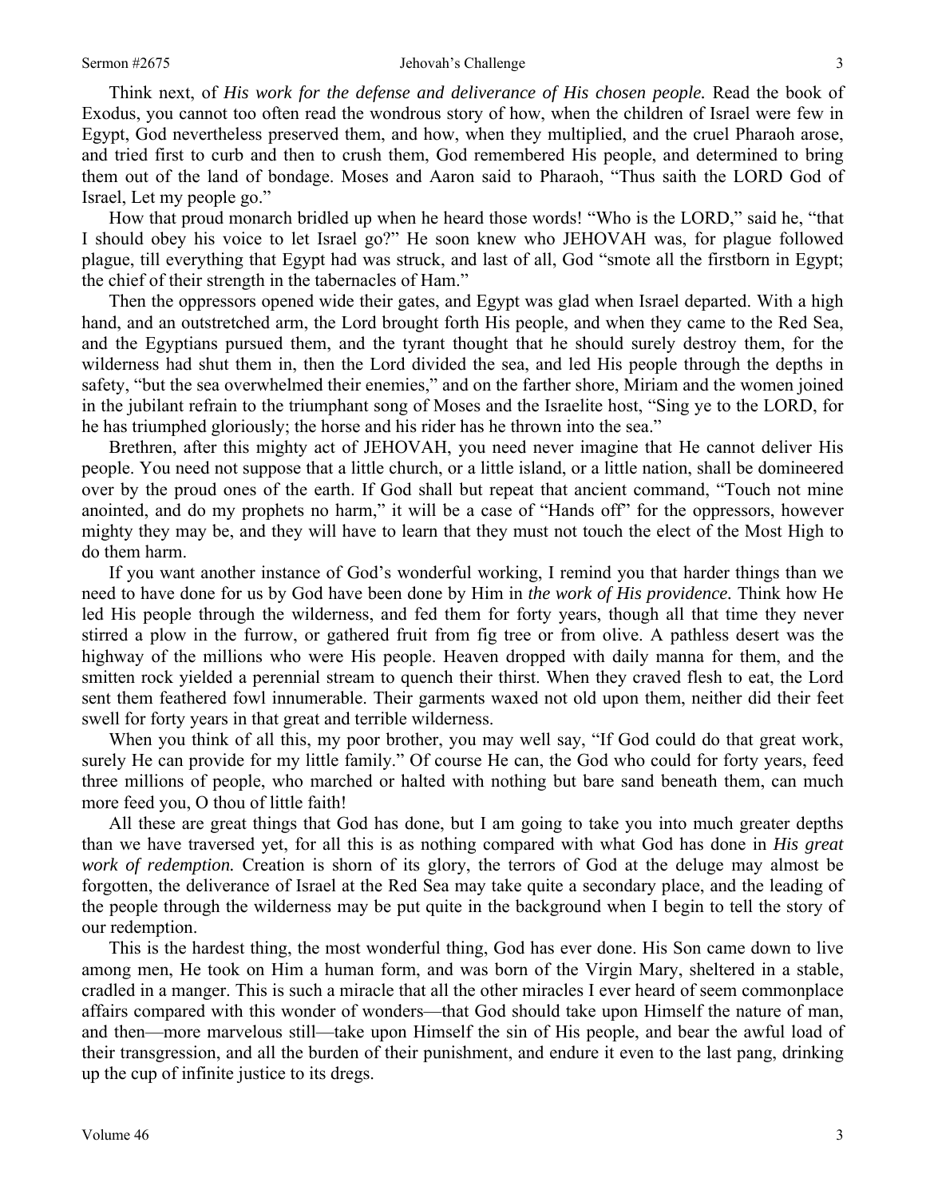Think next, of *His work for the defense and deliverance of His chosen people.* Read the book of Exodus, you cannot too often read the wondrous story of how, when the children of Israel were few in Egypt, God nevertheless preserved them, and how, when they multiplied, and the cruel Pharaoh arose, and tried first to curb and then to crush them, God remembered His people, and determined to bring them out of the land of bondage. Moses and Aaron said to Pharaoh, "Thus saith the LORD God of Israel, Let my people go."

How that proud monarch bridled up when he heard those words! "Who is the LORD," said he, "that I should obey his voice to let Israel go?" He soon knew who JEHOVAH was, for plague followed plague, till everything that Egypt had was struck, and last of all, God "smote all the firstborn in Egypt; the chief of their strength in the tabernacles of Ham."

Then the oppressors opened wide their gates, and Egypt was glad when Israel departed. With a high hand, and an outstretched arm, the Lord brought forth His people, and when they came to the Red Sea, and the Egyptians pursued them, and the tyrant thought that he should surely destroy them, for the wilderness had shut them in, then the Lord divided the sea, and led His people through the depths in safety, "but the sea overwhelmed their enemies," and on the farther shore, Miriam and the women joined in the jubilant refrain to the triumphant song of Moses and the Israelite host, "Sing ye to the LORD, for he has triumphed gloriously; the horse and his rider has he thrown into the sea."

Brethren, after this mighty act of JEHOVAH, you need never imagine that He cannot deliver His people. You need not suppose that a little church, or a little island, or a little nation, shall be domineered over by the proud ones of the earth. If God shall but repeat that ancient command, "Touch not mine anointed, and do my prophets no harm," it will be a case of "Hands off" for the oppressors, however mighty they may be, and they will have to learn that they must not touch the elect of the Most High to do them harm.

If you want another instance of God's wonderful working, I remind you that harder things than we need to have done for us by God have been done by Him in *the work of His providence.* Think how He led His people through the wilderness, and fed them for forty years, though all that time they never stirred a plow in the furrow, or gathered fruit from fig tree or from olive. A pathless desert was the highway of the millions who were His people. Heaven dropped with daily manna for them, and the smitten rock yielded a perennial stream to quench their thirst. When they craved flesh to eat, the Lord sent them feathered fowl innumerable. Their garments waxed not old upon them, neither did their feet swell for forty years in that great and terrible wilderness.

When you think of all this, my poor brother, you may well say, "If God could do that great work, surely He can provide for my little family." Of course He can, the God who could for forty years, feed three millions of people, who marched or halted with nothing but bare sand beneath them, can much more feed you, O thou of little faith!

All these are great things that God has done, but I am going to take you into much greater depths than we have traversed yet, for all this is as nothing compared with what God has done in *His great work of redemption.* Creation is shorn of its glory, the terrors of God at the deluge may almost be forgotten, the deliverance of Israel at the Red Sea may take quite a secondary place, and the leading of the people through the wilderness may be put quite in the background when I begin to tell the story of our redemption.

This is the hardest thing, the most wonderful thing, God has ever done. His Son came down to live among men, He took on Him a human form, and was born of the Virgin Mary, sheltered in a stable, cradled in a manger. This is such a miracle that all the other miracles I ever heard of seem commonplace affairs compared with this wonder of wonders—that God should take upon Himself the nature of man, and then—more marvelous still—take upon Himself the sin of His people, and bear the awful load of their transgression, and all the burden of their punishment, and endure it even to the last pang, drinking up the cup of infinite justice to its dregs.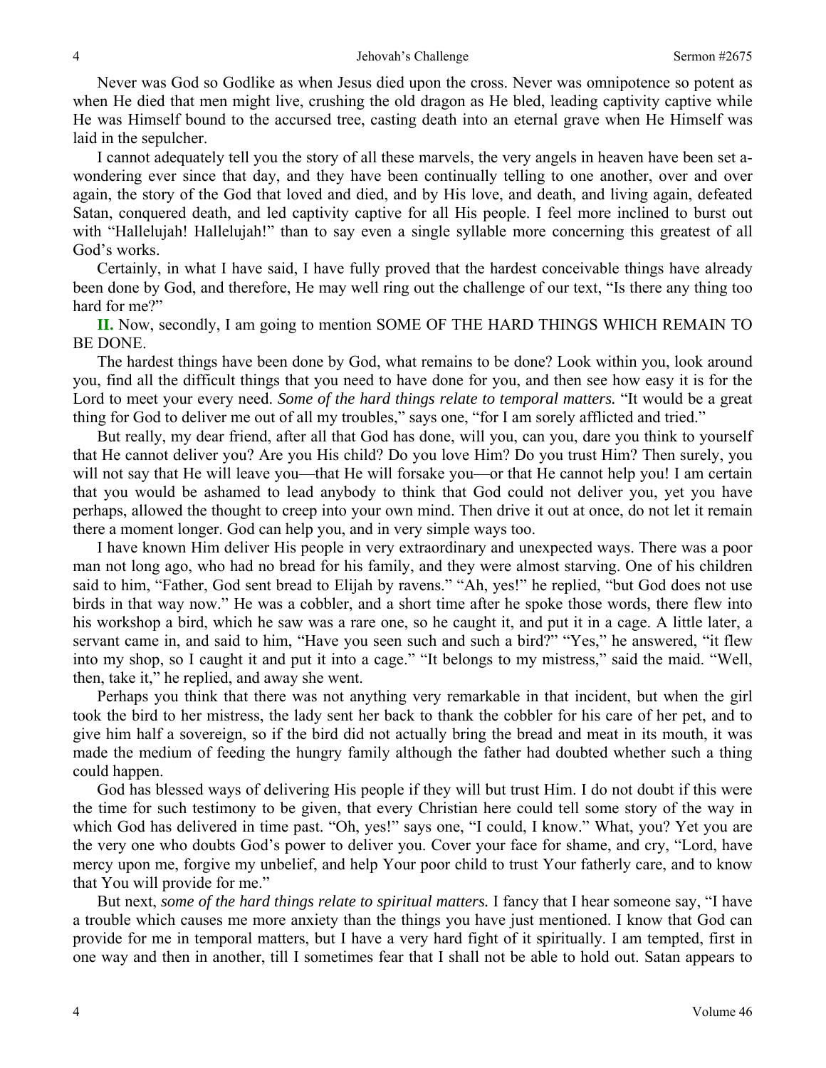Never was God so Godlike as when Jesus died upon the cross. Never was omnipotence so potent as when He died that men might live, crushing the old dragon as He bled, leading captivity captive while He was Himself bound to the accursed tree, casting death into an eternal grave when He Himself was laid in the sepulcher.

I cannot adequately tell you the story of all these marvels, the very angels in heaven have been set a-wondering ever since that day, and they have been continually telling to one another, over and over again, the story of the God that loved and died, and by His love, and death, and living again, defeated Satan, conquered death, and led captivity captive for all His people. I feel more inclined to burst out with "Hallelujah! Hallelujah!" than to say even a single syllable more concerning this greatest of all God's works.

Certainly, in what I have said, I have fully proved that the hardest conceivable things have already been done by God, and therefore, He may well ring out the challenge of our text, "Is there any thing too hard for me?"

**II.** Now, secondly, I am going to mention SOME OF THE HARD THINGS WHICH REMAIN TO BE DONE.

The hardest things have been done by God, what remains to be done? Look within you, look around you, find all the difficult things that you need to have done for you, and then see how easy it is for the Lord to meet your every need. *Some of the hard things relate to temporal matters.* "It would be a great thing for God to deliver me out of all my troubles," says one, "for I am sorely afflicted and tried."

But really, my dear friend, after all that God has done, will you, can you, dare you think to yourself that He cannot deliver you? Are you His child? Do you love Him? Do you trust Him? Then surely, you will not say that He will leave you—that He will forsake you—or that He cannot help you! I am certain that you would be ashamed to lead anybody to think that God could not deliver you, yet you have perhaps, allowed the thought to creep into your own mind. Then drive it out at once, do not let it remain there a moment longer. God can help you, and in very simple ways too.

I have known Him deliver His people in very extraordinary and unexpected ways. There was a poor man not long ago, who had no bread for his family, and they were almost starving. One of his children said to him, "Father, God sent bread to Elijah by ravens." "Ah, yes!" he replied, "but God does not use birds in that way now." He was a cobbler, and a short time after he spoke those words, there flew into his workshop a bird, which he saw was a rare one, so he caught it, and put it in a cage. A little later, a servant came in, and said to him, "Have you seen such and such a bird?" "Yes," he answered, "it flew into my shop, so I caught it and put it into a cage." "It belongs to my mistress," said the maid. "Well, then, take it," he replied, and away she went.

Perhaps you think that there was not anything very remarkable in that incident, but when the girl took the bird to her mistress, the lady sent her back to thank the cobbler for his care of her pet, and to give him half a sovereign, so if the bird did not actually bring the bread and meat in its mouth, it was made the medium of feeding the hungry family although the father had doubted whether such a thing could happen.

God has blessed ways of delivering His people if they will but trust Him. I do not doubt if this were the time for such testimony to be given, that every Christian here could tell some story of the way in which God has delivered in time past. "Oh, yes!" says one, "I could, I know." What, you? Yet you are the very one who doubts God's power to deliver you. Cover your face for shame, and cry, "Lord, have mercy upon me, forgive my unbelief, and help Your poor child to trust Your fatherly care, and to know that You will provide for me."

But next, *some of the hard things relate to spiritual matters.* I fancy that I hear someone say, "I have a trouble which causes me more anxiety than the things you have just mentioned. I know that God can provide for me in temporal matters, but I have a very hard fight of it spiritually. I am tempted, first in one way and then in another, till I sometimes fear that I shall not be able to hold out. Satan appears to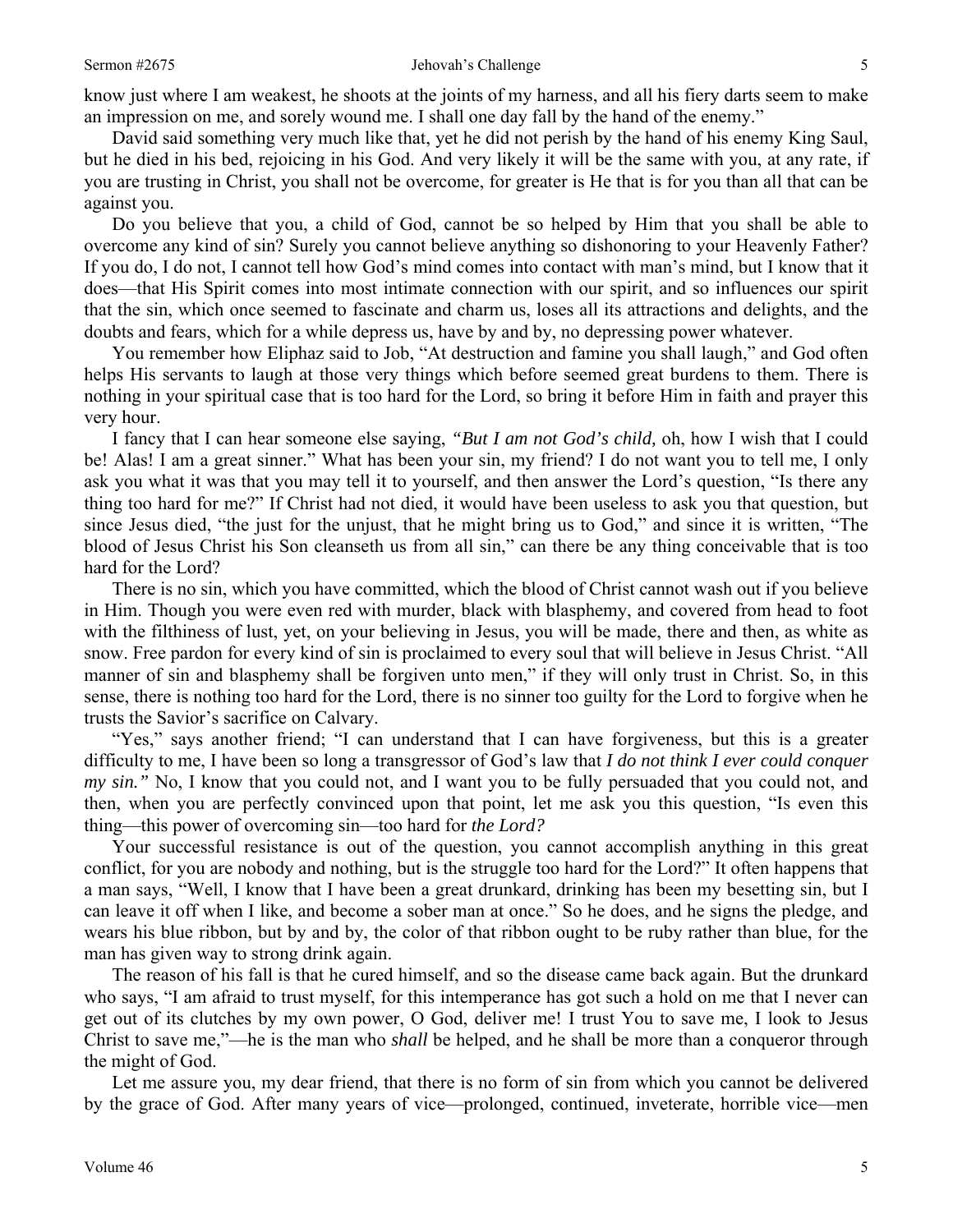know just where I am weakest, he shoots at the joints of my harness, and all his fiery darts seem to make an impression on me, and sorely wound me. I shall one day fall by the hand of the enemy."

David said something very much like that, yet he did not perish by the hand of his enemy King Saul, but he died in his bed, rejoicing in his God. And very likely it will be the same with you, at any rate, if you are trusting in Christ, you shall not be overcome, for greater is He that is for you than all that can be against you.

Do you believe that you, a child of God, cannot be so helped by Him that you shall be able to overcome any kind of sin? Surely you cannot believe anything so dishonoring to your Heavenly Father? If you do, I do not, I cannot tell how God's mind comes into contact with man's mind, but I know that it does—that His Spirit comes into most intimate connection with our spirit, and so influences our spirit that the sin, which once seemed to fascinate and charm us, loses all its attractions and delights, and the doubts and fears, which for a while depress us, have by and by, no depressing power whatever.

You remember how Eliphaz said to Job, "At destruction and famine you shall laugh," and God often helps His servants to laugh at those very things which before seemed great burdens to them. There is nothing in your spiritual case that is too hard for the Lord, so bring it before Him in faith and prayer this very hour.

I fancy that I can hear someone else saying, *"But I am not God's child,* oh, how I wish that I could be! Alas! I am a great sinner." What has been your sin, my friend? I do not want you to tell me, I only ask you what it was that you may tell it to yourself, and then answer the Lord's question, "Is there any thing too hard for me?" If Christ had not died, it would have been useless to ask you that question, but since Jesus died, "the just for the unjust, that he might bring us to God," and since it is written, "The blood of Jesus Christ his Son cleanseth us from all sin," can there be any thing conceivable that is too hard for the Lord?

There is no sin, which you have committed, which the blood of Christ cannot wash out if you believe in Him. Though you were even red with murder, black with blasphemy, and covered from head to foot with the filthiness of lust, yet, on your believing in Jesus, you will be made, there and then, as white as snow. Free pardon for every kind of sin is proclaimed to every soul that will believe in Jesus Christ. "All manner of sin and blasphemy shall be forgiven unto men," if they will only trust in Christ. So, in this sense, there is nothing too hard for the Lord, there is no sinner too guilty for the Lord to forgive when he trusts the Savior's sacrifice on Calvary.

"Yes," says another friend; "I can understand that I can have forgiveness, but this is a greater difficulty to me, I have been so long a transgressor of God's law that *I do not think I ever could conquer my sin."* No, I know that you could not, and I want you to be fully persuaded that you could not, and then, when you are perfectly convinced upon that point, let me ask you this question, "Is even this thing—this power of overcoming sin—too hard for *the Lord?*

Your successful resistance is out of the question, you cannot accomplish anything in this great conflict, for you are nobody and nothing, but is the struggle too hard for the Lord?" It often happens that a man says, "Well, I know that I have been a great drunkard, drinking has been my besetting sin, but I can leave it off when I like, and become a sober man at once." So he does, and he signs the pledge, and wears his blue ribbon, but by and by, the color of that ribbon ought to be ruby rather than blue, for the man has given way to strong drink again.

The reason of his fall is that he cured himself, and so the disease came back again. But the drunkard who says, "I am afraid to trust myself, for this intemperance has got such a hold on me that I never can get out of its clutches by my own power, O God, deliver me! I trust You to save me, I look to Jesus Christ to save me,"—he is the man who *shall* be helped, and he shall be more than a conqueror through the might of God.

Let me assure you, my dear friend, that there is no form of sin from which you cannot be delivered by the grace of God. After many years of vice—prolonged, continued, inveterate, horrible vice—men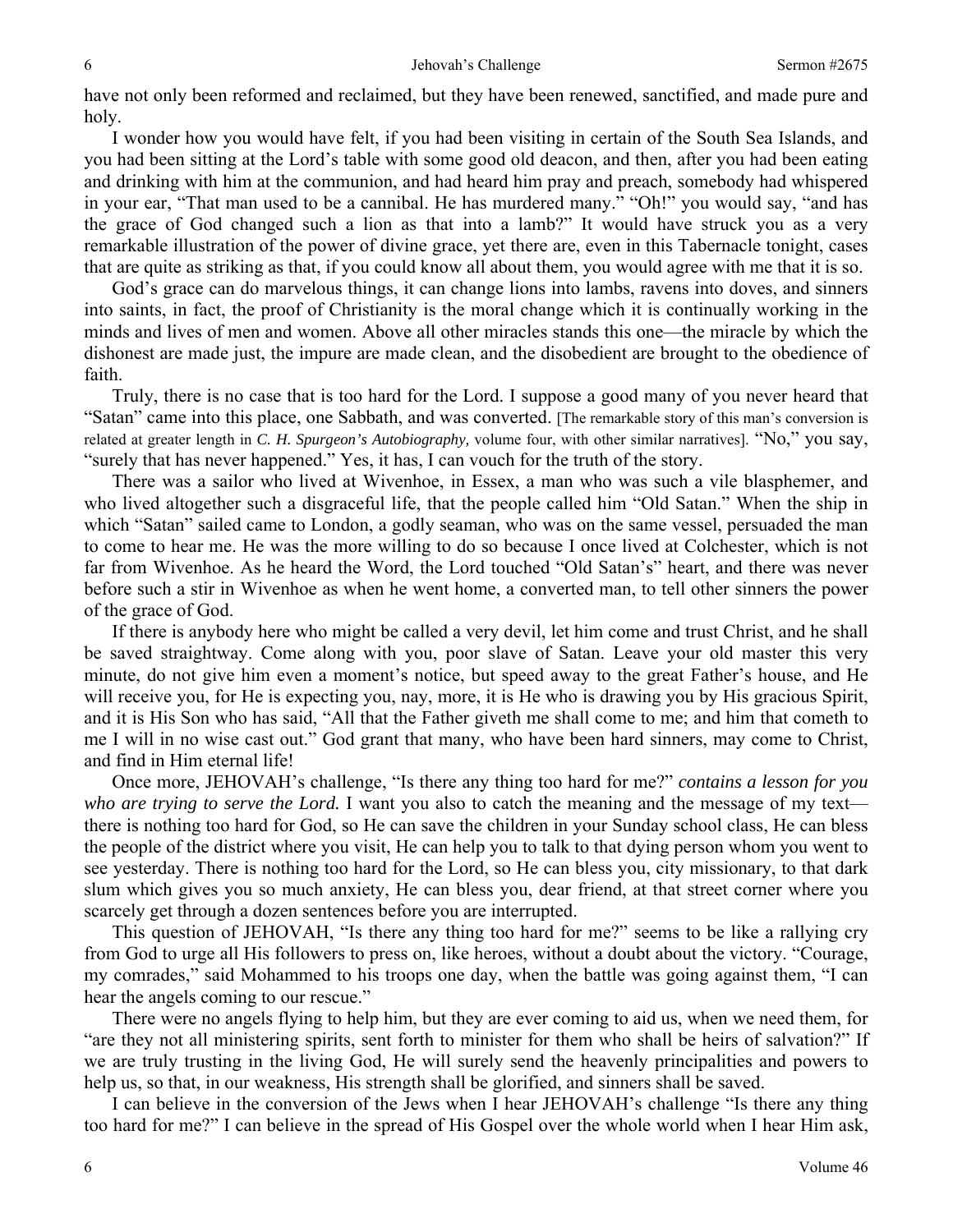have not only been reformed and reclaimed, but they have been renewed, sanctified, and made pure and holy.

I wonder how you would have felt, if you had been visiting in certain of the South Sea Islands, and you had been sitting at the Lord's table with some good old deacon, and then, after you had been eating and drinking with him at the communion, and had heard him pray and preach, somebody had whispered in your ear, "That man used to be a cannibal. He has murdered many." "Oh!" you would say, "and has the grace of God changed such a lion as that into a lamb?" It would have struck you as a very remarkable illustration of the power of divine grace, yet there are, even in this Tabernacle tonight, cases that are quite as striking as that, if you could know all about them, you would agree with me that it is so.

God's grace can do marvelous things, it can change lions into lambs, ravens into doves, and sinners into saints, in fact, the proof of Christianity is the moral change which it is continually working in the minds and lives of men and women. Above all other miracles stands this one—the miracle by which the dishonest are made just, the impure are made clean, and the disobedient are brought to the obedience of faith.

Truly, there is no case that is too hard for the Lord. I suppose a good many of you never heard that "Satan" came into this place, one Sabbath, and was converted. [The remarkable story of this man's conversion is related at greater length in *C. H. Spurgeon's Autobiography,* volume four, with other similar narratives]. "No," you say, "surely that has never happened." Yes, it has, I can vouch for the truth of the story.

There was a sailor who lived at Wivenhoe, in Essex, a man who was such a vile blasphemer, and who lived altogether such a disgraceful life, that the people called him "Old Satan." When the ship in which "Satan" sailed came to London, a godly seaman, who was on the same vessel, persuaded the man to come to hear me. He was the more willing to do so because I once lived at Colchester, which is not far from Wivenhoe. As he heard the Word, the Lord touched "Old Satan's" heart, and there was never before such a stir in Wivenhoe as when he went home, a converted man, to tell other sinners the power of the grace of God.

If there is anybody here who might be called a very devil, let him come and trust Christ, and he shall be saved straightway. Come along with you, poor slave of Satan. Leave your old master this very minute, do not give him even a moment's notice, but speed away to the great Father's house, and He will receive you, for He is expecting you, nay, more, it is He who is drawing you by His gracious Spirit, and it is His Son who has said, "All that the Father giveth me shall come to me; and him that cometh to me I will in no wise cast out." God grant that many, who have been hard sinners, may come to Christ, and find in Him eternal life!

Once more, JEHOVAH's challenge, "Is there any thing too hard for me?" *contains a lesson for you who are trying to serve the Lord.* I want you also to catch the meaning and the message of my text—there is nothing too hard for God, so He can save the children in your Sunday school class, He can bless the people of the district where you visit, He can help you to talk to that dying person whom you went to see yesterday. There is nothing too hard for the Lord, so He can bless you, city missionary, to that dark slum which gives you so much anxiety, He can bless you, dear friend, at that street corner where you scarcely get through a dozen sentences before you are interrupted.

This question of JEHOVAH, "Is there any thing too hard for me?" seems to be like a rallying cry from God to urge all His followers to press on, like heroes, without a doubt about the victory. "Courage, my comrades," said Mohammed to his troops one day, when the battle was going against them, "I can hear the angels coming to our rescue."

There were no angels flying to help him, but they are ever coming to aid us, when we need them, for "are they not all ministering spirits, sent forth to minister for them who shall be heirs of salvation?" If we are truly trusting in the living God, He will surely send the heavenly principalities and powers to help us, so that, in our weakness, His strength shall be glorified, and sinners shall be saved.

I can believe in the conversion of the Jews when I hear JEHOVAH's challenge "Is there any thing too hard for me?" I can believe in the spread of His Gospel over the whole world when I hear Him ask,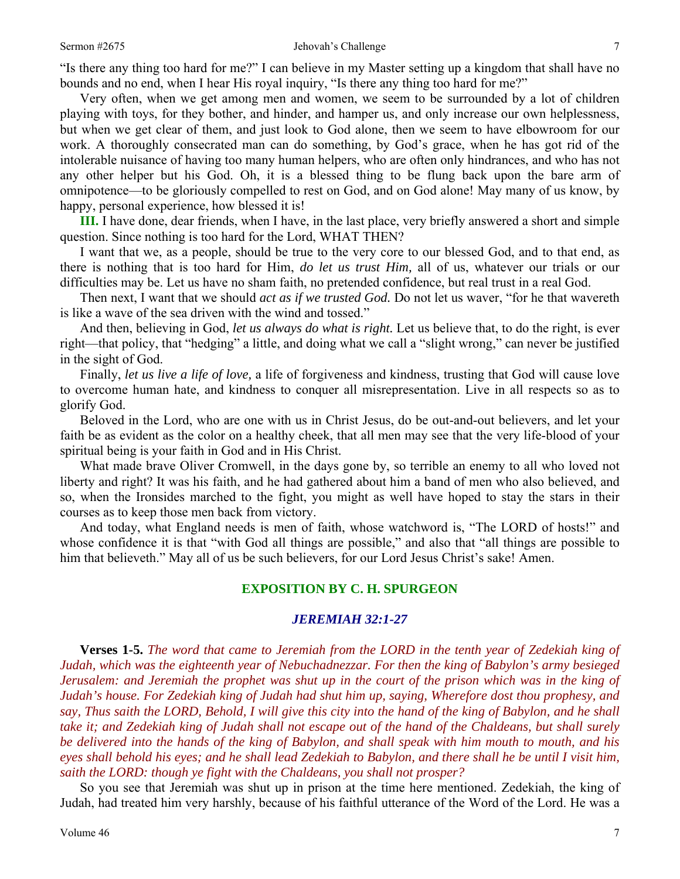"Is there any thing too hard for me?" I can believe in my Master setting up a kingdom that shall have no bounds and no end, when I hear His royal inquiry, "Is there any thing too hard for me?"

Very often, when we get among men and women, we seem to be surrounded by a lot of children playing with toys, for they bother, and hinder, and hamper us, and only increase our own helplessness, but when we get clear of them, and just look to God alone, then we seem to have elbowroom for our work. A thoroughly consecrated man can do something, by God's grace, when he has got rid of the intolerable nuisance of having too many human helpers, who are often only hindrances, and who has not any other helper but his God. Oh, it is a blessed thing to be flung back upon the bare arm of omnipotence—to be gloriously compelled to rest on God, and on God alone! May many of us know, by happy, personal experience, how blessed it is!

**III.** I have done, dear friends, when I have, in the last place, very briefly answered a short and simple question. Since nothing is too hard for the Lord, WHAT THEN?

I want that we, as a people, should be true to the very core to our blessed God, and to that end, as there is nothing that is too hard for Him, *do let us trust Him,* all of us, whatever our trials or our difficulties may be. Let us have no sham faith, no pretended confidence, but real trust in a real God.

Then next, I want that we should *act as if we trusted God.* Do not let us waver, "for he that wavereth is like a wave of the sea driven with the wind and tossed."

And then, believing in God, *let us always do what is right.* Let us believe that, to do the right, is ever right—that policy, that "hedging" a little, and doing what we call a "slight wrong," can never be justified in the sight of God.

Finally, *let us live a life of love,* a life of forgiveness and kindness, trusting that God will cause love to overcome human hate, and kindness to conquer all misrepresentation. Live in all respects so as to glorify God.

Beloved in the Lord, who are one with us in Christ Jesus, do be out-and-out believers, and let your faith be as evident as the color on a healthy cheek, that all men may see that the very life-blood of your spiritual being is your faith in God and in His Christ.

What made brave Oliver Cromwell, in the days gone by, so terrible an enemy to all who loved not liberty and right? It was his faith, and he had gathered about him a band of men who also believed, and so, when the Ironsides marched to the fight, you might as well have hoped to stay the stars in their courses as to keep those men back from victory.

And today, what England needs is men of faith, whose watchword is, "The LORD of hosts!" and whose confidence it is that "with God all things are possible," and also that "all things are possible to him that believeth." May all of us be such believers, for our Lord Jesus Christ's sake! Amen.

## EXPOSITION BY C. H. SPURGEON

### *JEREMIAH 32:1-27*

**Verses 1-5.** *The word that came to Jeremiah from the LORD in the tenth year of Zedekiah king of Judah, which was the eighteenth year of Nebuchadnezzar. For then the king of Babylon's army besieged Jerusalem: and Jeremiah the prophet was shut up in the court of the prison which was in the king of Judah's house. For Zedekiah king of Judah had shut him up, saying, Wherefore dost thou prophesy, and say, Thus saith the LORD, Behold, I will give this city into the hand of the king of Babylon, and he shall take it; and Zedekiah king of Judah shall not escape out of the hand of the Chaldeans, but shall surely be delivered into the hands of the king of Babylon, and shall speak with him mouth to mouth, and his eyes shall behold his eyes; and he shall lead Zedekiah to Babylon, and there shall he be until I visit him, saith the LORD: though ye fight with the Chaldeans, you shall not prosper?*

So you see that Jeremiah was shut up in prison at the time here mentioned. Zedekiah, the king of Judah, had treated him very harshly, because of his faithful utterance of the Word of the Lord. He was a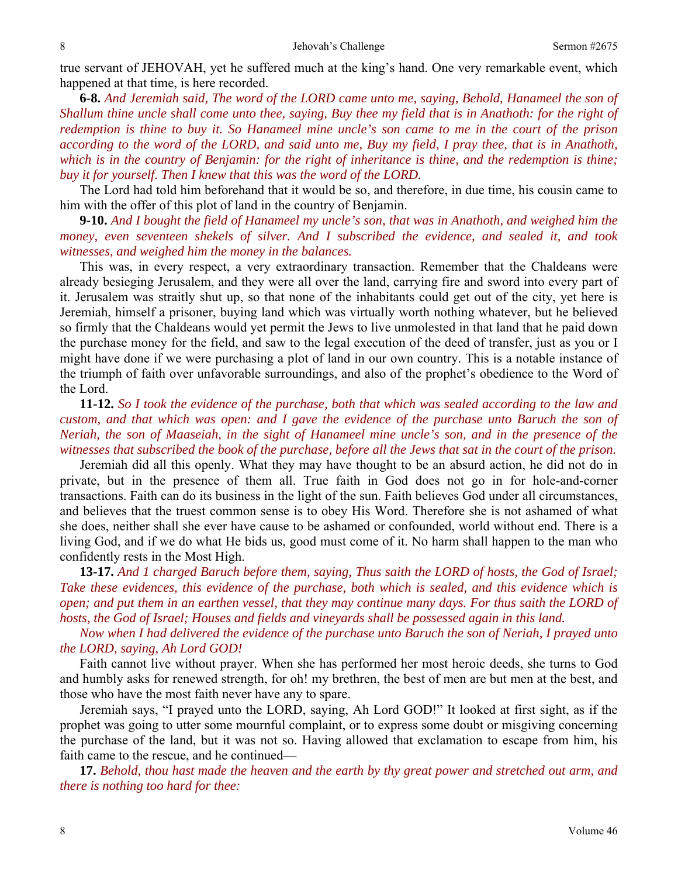true servant of JEHOVAH, yet he suffered much at the king's hand. One very remarkable event, which happened at that time, is here recorded.

**6-8.** *And Jeremiah said, The word of the LORD came unto me, saying, Behold, Hanameel the son of Shallum thine uncle shall come unto thee, saying, Buy thee my field that is in Anathoth: for the right of redemption is thine to buy it. So Hanameel mine uncle's son came to me in the court of the prison according to the word of the LORD, and said unto me, Buy my field, I pray thee, that is in Anathoth, which is in the country of Benjamin: for the right of inheritance is thine, and the redemption is thine; buy it for yourself. Then I knew that this was the word of the LORD.*

The Lord had told him beforehand that it would be so, and therefore, in due time, his cousin came to him with the offer of this plot of land in the country of Benjamin.

**9-10.** *And I bought the field of Hanameel my uncle's son, that was in Anathoth, and weighed him the money, even seventeen shekels of silver. And I subscribed the evidence, and sealed it, and took witnesses, and weighed him the money in the balances.*

This was, in every respect, a very extraordinary transaction. Remember that the Chaldeans were already besieging Jerusalem, and they were all over the land, carrying fire and sword into every part of it. Jerusalem was straitly shut up, so that none of the inhabitants could get out of the city, yet here is Jeremiah, himself a prisoner, buying land which was virtually worth nothing whatever, but he believed so firmly that the Chaldeans would yet permit the Jews to live unmolested in that land that he paid down the purchase money for the field, and saw to the legal execution of the deed of transfer, just as you or I might have done if we were purchasing a plot of land in our own country. This is a notable instance of the triumph of faith over unfavorable surroundings, and also of the prophet's obedience to the Word of the Lord.

**11-12.** *So I took the evidence of the purchase, both that which was sealed according to the law and custom, and that which was open: and I gave the evidence of the purchase unto Baruch the son of Neriah, the son of Maaseiah, in the sight of Hanameel mine uncle's son, and in the presence of the witnesses that subscribed the book of the purchase, before all the Jews that sat in the court of the prison.*

Jeremiah did all this openly. What they may have thought to be an absurd action, he did not do in private, but in the presence of them all. True faith in God does not go in for hole-and-corner transactions. Faith can do its business in the light of the sun. Faith believes God under all circumstances, and believes that the truest common sense is to obey His Word. Therefore she is not ashamed of what she does, neither shall she ever have cause to be ashamed or confounded, world without end. There is a living God, and if we do what He bids us, good must come of it. No harm shall happen to the man who confidently rests in the Most High.

**13-17.** *And 1 charged Baruch before them, saying, Thus saith the LORD of hosts, the God of Israel; Take these evidences, this evidence of the purchase, both which is sealed, and this evidence which is open; and put them in an earthen vessel, that they may continue many days. For thus saith the LORD of hosts, the God of Israel; Houses and fields and vineyards shall be possessed again in this land.*

*Now when I had delivered the evidence of the purchase unto Baruch the son of Neriah, I prayed unto the LORD, saying, Ah Lord GOD!*

Faith cannot live without prayer. When she has performed her most heroic deeds, she turns to God and humbly asks for renewed strength, for oh! my brethren, the best of men are but men at the best, and those who have the most faith never have any to spare.

Jeremiah says, "I prayed unto the LORD, saying, Ah Lord GOD!" It looked at first sight, as if the prophet was going to utter some mournful complaint, or to express some doubt or misgiving concerning the purchase of the land, but it was not so. Having allowed that exclamation to escape from him, his faith came to the rescue, and he continued—

**17.** *Behold, thou hast made the heaven and the earth by thy great power and stretched out arm, and there is nothing too hard for thee:*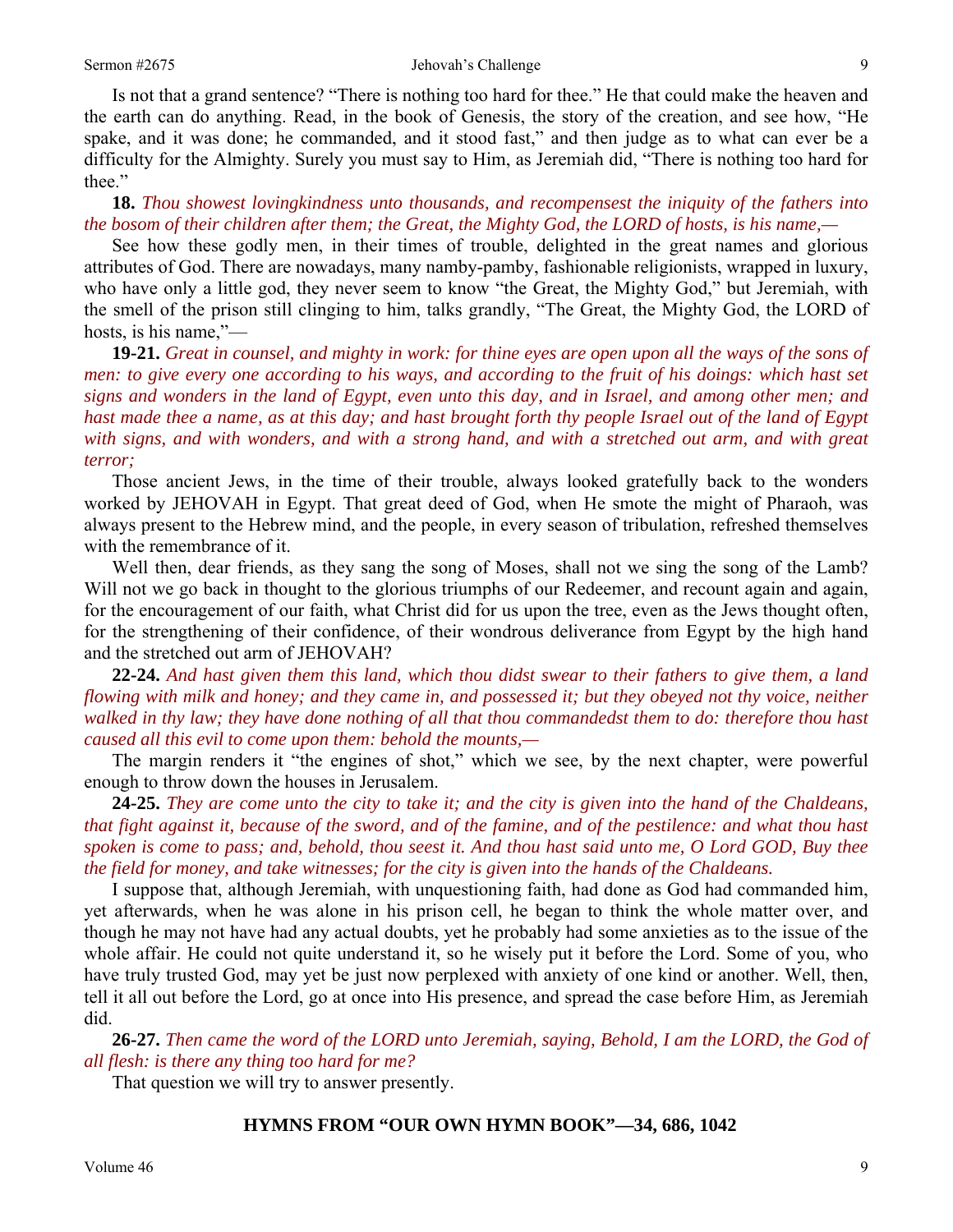Is not that a grand sentence? "There is nothing too hard for thee." He that could make the heaven and the earth can do anything. Read, in the book of Genesis, the story of the creation, and see how, "He spake, and it was done; he commanded, and it stood fast," and then judge as to what can ever be a difficulty for the Almighty. Surely you must say to Him, as Jeremiah did, "There is nothing too hard for thee."

**18.** *Thou showest lovingkindness unto thousands, and recompensest the iniquity of the fathers into the bosom of their children after them; the Great, the Mighty God, the LORD of hosts, is his name,—*

See how these godly men, in their times of trouble, delighted in the great names and glorious attributes of God. There are nowadays, many namby-pamby, fashionable religionists, wrapped in luxury, who have only a little god, they never seem to know "the Great, the Mighty God," but Jeremiah, with the smell of the prison still clinging to him, talks grandly, "The Great, the Mighty God, the LORD of hosts, is his name,"—

**19-21.** *Great in counsel, and mighty in work: for thine eyes are open upon all the ways of the sons of men: to give every one according to his ways, and according to the fruit of his doings: which hast set signs and wonders in the land of Egypt, even unto this day, and in Israel, and among other men; and hast made thee a name, as at this day; and hast brought forth thy people Israel out of the land of Egypt with signs, and with wonders, and with a strong hand, and with a stretched out arm, and with great terror;*

Those ancient Jews, in the time of their trouble, always looked gratefully back to the wonders worked by JEHOVAH in Egypt. That great deed of God, when He smote the might of Pharaoh, was always present to the Hebrew mind, and the people, in every season of tribulation, refreshed themselves with the remembrance of it.

Well then, dear friends, as they sang the song of Moses, shall not we sing the song of the Lamb? Will not we go back in thought to the glorious triumphs of our Redeemer, and recount again and again, for the encouragement of our faith, what Christ did for us upon the tree, even as the Jews thought often, for the strengthening of their confidence, of their wondrous deliverance from Egypt by the high hand and the stretched out arm of JEHOVAH?

**22-24.** *And hast given them this land, which thou didst swear to their fathers to give them, a land flowing with milk and honey; and they came in, and possessed it; but they obeyed not thy voice, neither walked in thy law; they have done nothing of all that thou commandedst them to do: therefore thou hast caused all this evil to come upon them: behold the mounts,—*

The margin renders it "the engines of shot," which we see, by the next chapter, were powerful enough to throw down the houses in Jerusalem.

**24-25.** *They are come unto the city to take it; and the city is given into the hand of the Chaldeans, that fight against it, because of the sword, and of the famine, and of the pestilence: and what thou hast spoken is come to pass; and, behold, thou seest it. And thou hast said unto me, O Lord GOD, Buy thee the field for money, and take witnesses; for the city is given into the hands of the Chaldeans.*

I suppose that, although Jeremiah, with unquestioning faith, had done as God had commanded him, yet afterwards, when he was alone in his prison cell, he began to think the whole matter over, and though he may not have had any actual doubts, yet he probably had some anxieties as to the issue of the whole affair. He could not quite understand it, so he wisely put it before the Lord. Some of you, who have truly trusted God, may yet be just now perplexed with anxiety of one kind or another. Well, then, tell it all out before the Lord, go at once into His presence, and spread the case before Him, as Jeremiah did.

**26-27.** *Then came the word of the LORD unto Jeremiah, saying, Behold, I am the LORD, the God of all flesh: is there any thing too hard for me?*

That question we will try to answer presently.

## HYMNS FROM "OUR OWN HYMN BOOK"—34, 686, 1042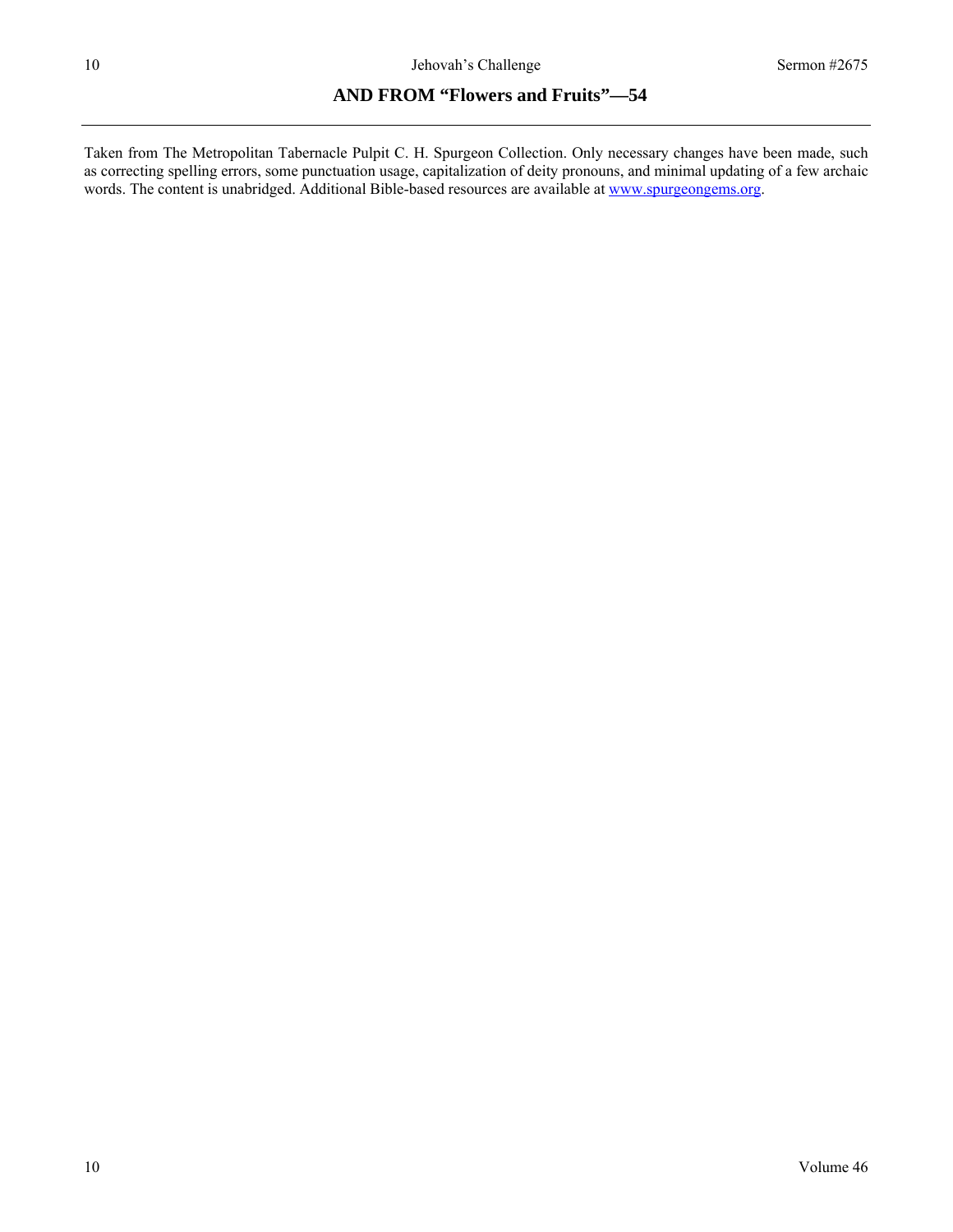## AND FROM "Flowers and Fruits"—54

---

Taken from The Metropolitan Tabernacle Pulpit C. H. Spurgeon Collection. Only necessary changes have been made, such as correcting spelling errors, some punctuation usage, capitalization of deity pronouns, and minimal updating of a few archaic words. The content is unabridged. Additional Bible-based resources are available at www.spurgeongems.org.